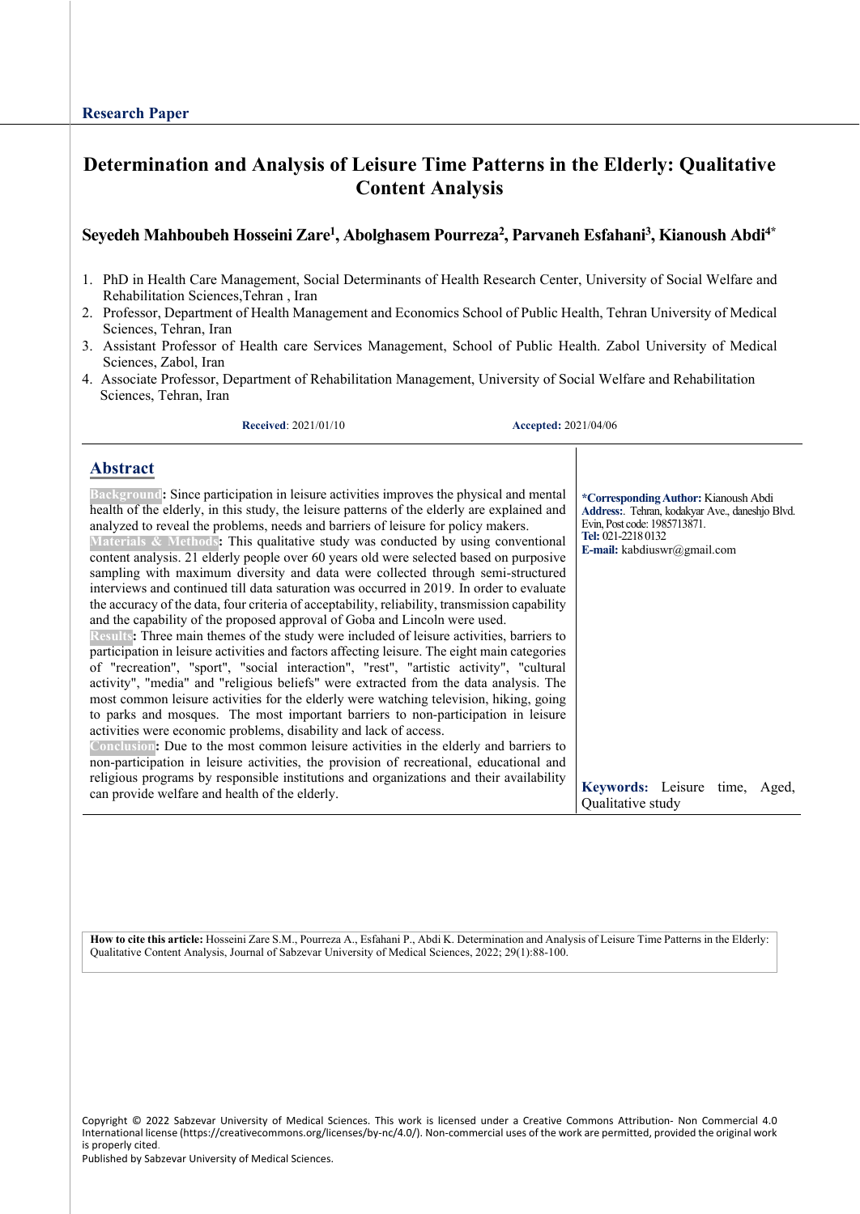Research Paper

# Determination and Analysis of Leisure Time Patterns in the Elderly: Qualitative Content Analysis

**Seyedeh Mahboubeh Hosseini Zare[1], Abolghasem Pourreza[2], Parvaneh Esfahani[3], Kianoush Abdi[4*]**

1. PhD in Health Care Management, Social Determinants of Health Research Center, University of Social Welfare and Rehabilitation Sciences,Tehran , Iran
2. Professor, Department of Health Management and Economics School of Public Health, Tehran University of Medical Sciences, Tehran, Iran
3. Assistant Professor of Health care Services Management, School of Public Health. Zabol University of Medical Sciences, Zabol, Iran
4. Associate Professor, Department of Rehabilitation Management, University of Social Welfare and Rehabilitation Sciences, Tehran, Iran

**Received**: 2021/01/10 **Accepted:** 2021/04/06

## Abstract

**Background:** Since participation in leisure activities improves the physical and mental health of the elderly, in this study, the leisure patterns of the elderly are explained and analyzed to reveal the problems, needs and barriers of leisure for policy makers.

**Materials & Methods:** This qualitative study was conducted by using conventional content analysis. 21 elderly people over 60 years old were selected based on purposive sampling with maximum diversity and data were collected through semi-structured interviews and continued till data saturation was occurred in 2019. In order to evaluate the accuracy of the data, four criteria of acceptability, reliability, transmission capability and the capability of the proposed approval of Goba and Lincoln were used.

**Results:** Three main themes of the study were included of leisure activities, barriers to participation in leisure activities and factors affecting leisure. The eight main categories of "recreation", "sport", "social interaction", "rest", "artistic activity", "cultural activity", "media" and "religious beliefs" were extracted from the data analysis. The most common leisure activities for the elderly were watching television, hiking, going to parks and mosques. The most important barriers to non-participation in leisure activities were economic problems, disability and lack of access.

**Conclusion:** Due to the most common leisure activities in the elderly and barriers to non-participation in leisure activities, the provision of recreational, educational and religious programs by responsible institutions and organizations and their availability can provide welfare and health of the elderly.

**\*Corresponding Author:** Kianoush Abdi
**Address:**. Tehran, kodakyar Ave., daneshjo Blvd. Evin, Post code: 1985713871.
**Tel:** 021-2218 0132
**E-mail:** kabdiuswr@gmail.com

**Keywords:** Leisure time, Aged, Qualitative study

**How to cite this article:** Hosseini Zare S.M., Pourreza A., Esfahani P., Abdi K. Determination and Analysis of Leisure Time Patterns in the Elderly: Qualitative Content Analysis, Journal of Sabzevar University of Medical Sciences, 2022; 29(1):88-100.

Copyright © 2022 Sabzevar University of Medical Sciences. This work is licensed under a Creative Commons Attribution- Non Commercial 4.0 International license (https://creativecommons.org/licenses/by-nc/4.0/). Non-commercial uses of the work are permitted, provided the original work is properly cited.
Published by Sabzevar University of Medical Sciences.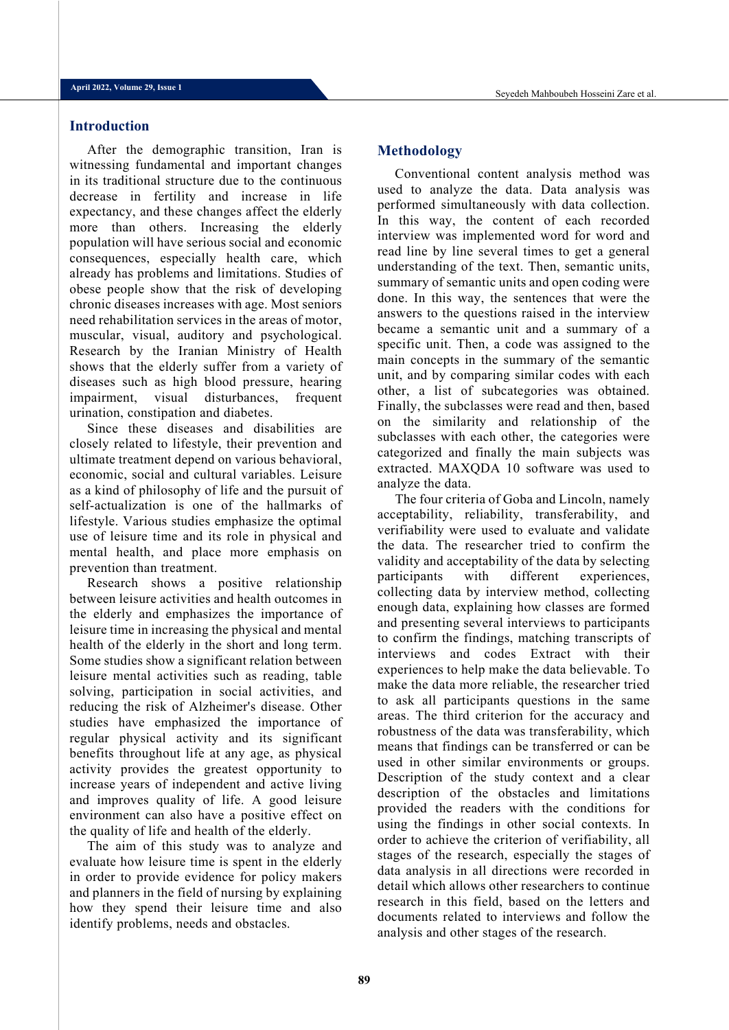## Introduction

After the demographic transition, Iran is witnessing fundamental and important changes in its traditional structure due to the continuous decrease in fertility and increase in life expectancy, and these changes affect the elderly more than others. Increasing the elderly population will have serious social and economic consequences, especially health care, which already has problems and limitations. Studies of obese people show that the risk of developing chronic diseases increases with age. Most seniors need rehabilitation services in the areas of motor, muscular, visual, auditory and psychological. Research by the Iranian Ministry of Health shows that the elderly suffer from a variety of diseases such as high blood pressure, hearing impairment, visual disturbances, frequent urination, constipation and diabetes.

Since these diseases and disabilities are closely related to lifestyle, their prevention and ultimate treatment depend on various behavioral, economic, social and cultural variables. Leisure as a kind of philosophy of life and the pursuit of self-actualization is one of the hallmarks of lifestyle. Various studies emphasize the optimal use of leisure time and its role in physical and mental health, and place more emphasis on prevention than treatment.

Research shows a positive relationship between leisure activities and health outcomes in the elderly and emphasizes the importance of leisure time in increasing the physical and mental health of the elderly in the short and long term. Some studies show a significant relation between leisure mental activities such as reading, table solving, participation in social activities, and reducing the risk of Alzheimer's disease. Other studies have emphasized the importance of regular physical activity and its significant benefits throughout life at any age, as physical activity provides the greatest opportunity to increase years of independent and active living and improves quality of life. A good leisure environment can also have a positive effect on the quality of life and health of the elderly.

The aim of this study was to analyze and evaluate how leisure time is spent in the elderly in order to provide evidence for policy makers and planners in the field of nursing by explaining how they spend their leisure time and also identify problems, needs and obstacles.

## Methodology

Conventional content analysis method was used to analyze the data. Data analysis was performed simultaneously with data collection. In this way, the content of each recorded interview was implemented word for word and read line by line several times to get a general understanding of the text. Then, semantic units, summary of semantic units and open coding were done. In this way, the sentences that were the answers to the questions raised in the interview became a semantic unit and a summary of a specific unit. Then, a code was assigned to the main concepts in the summary of the semantic unit, and by comparing similar codes with each other, a list of subcategories was obtained. Finally, the subclasses were read and then, based on the similarity and relationship of the subclasses with each other, the categories were categorized and finally the main subjects was extracted. MAXQDA 10 software was used to analyze the data.

The four criteria of Goba and Lincoln, namely acceptability, reliability, transferability, and verifiability were used to evaluate and validate the data. The researcher tried to confirm the validity and acceptability of the data by selecting participants with different experiences, collecting data by interview method, collecting enough data, explaining how classes are formed and presenting several interviews to participants to confirm the findings, matching transcripts of interviews and codes Extract with their experiences to help make the data believable. To make the data more reliable, the researcher tried to ask all participants questions in the same areas. The third criterion for the accuracy and robustness of the data was transferability, which means that findings can be transferred or can be used in other similar environments or groups. Description of the study context and a clear description of the obstacles and limitations provided the readers with the conditions for using the findings in other social contexts. In order to achieve the criterion of verifiability, all stages of the research, especially the stages of data analysis in all directions were recorded in detail which allows other researchers to continue research in this field, based on the letters and documents related to interviews and follow the analysis and other stages of the research.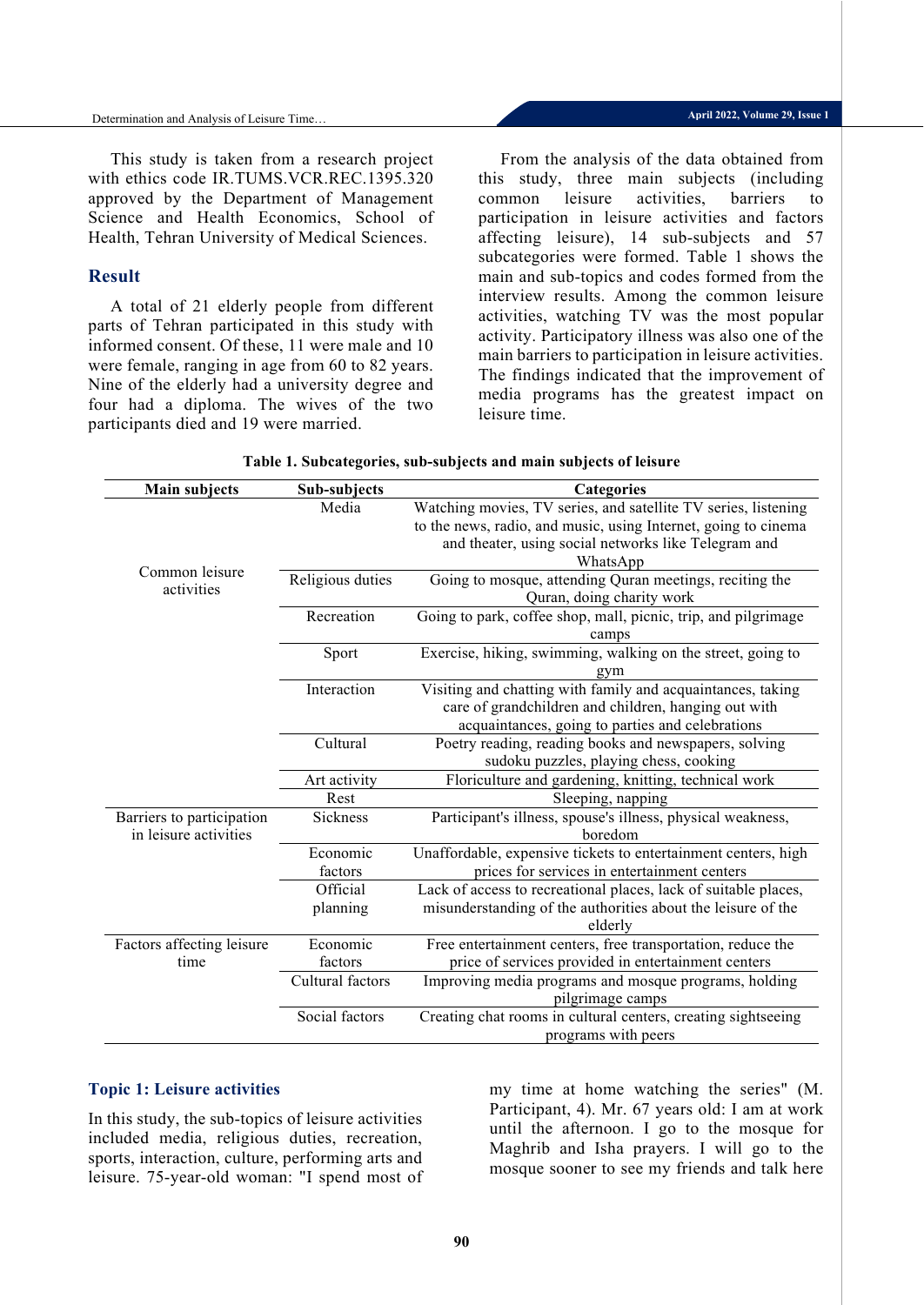This study is taken from a research project with ethics code IR.TUMS.VCR.REC.1395.320 approved by the Department of Management Science and Health Economics, School of Health, Tehran University of Medical Sciences.

## Result

A total of 21 elderly people from different parts of Tehran participated in this study with informed consent. Of these, 11 were male and 10 were female, ranging in age from 60 to 82 years. Nine of the elderly had a university degree and four had a diploma. The wives of the two participants died and 19 were married.

From the analysis of the data obtained from this study, three main subjects (including common leisure activities, barriers to participation in leisure activities and factors affecting leisure), 14 sub-subjects and 57 subcategories were formed. Table 1 shows the main and sub-topics and codes formed from the interview results. Among the common leisure activities, watching TV was the most popular activity. Participatory illness was also one of the main barriers to participation in leisure activities. The findings indicated that the improvement of media programs has the greatest impact on leisure time.

**Table 1. Subcategories, sub-subjects and main subjects of leisure**

| Main subjects | Sub-subjects | Categories |
|---|---|---|
| Common leisure activities | Media | Watching movies, TV series, and satellite TV series, listening to the news, radio, and music, using Internet, going to cinema and theater, using social networks like Telegram and WhatsApp |
| | Religious duties | Going to mosque, attending Quran meetings, reciting the Quran, doing charity work |
| | Recreation | Going to park, coffee shop, mall, picnic, trip, and pilgrimage camps |
| | Sport | Exercise, hiking, swimming, walking on the street, going to gym |
| | Interaction | Visiting and chatting with family and acquaintances, taking care of grandchildren and children, hanging out with acquaintances, going to parties and celebrations |
| | Cultural | Poetry reading, reading books and newspapers, solving sudoku puzzles, playing chess, cooking |
| | Art activity | Floriculture and gardening, knitting, technical work |
| | Rest | Sleeping, napping |
| Barriers to participation in leisure activities | Sickness | Participant's illness, spouse's illness, physical weakness, boredom |
| | Economic factors | Unaffordable, expensive tickets to entertainment centers, high prices for services in entertainment centers |
| | Official planning | Lack of access to recreational places, lack of suitable places, misunderstanding of the authorities about the leisure of the elderly |
| Factors affecting leisure time | Economic factors | Free entertainment centers, free transportation, reduce the price of services provided in entertainment centers |
| | Cultural factors | Improving media programs and mosque programs, holding pilgrimage camps |
| | Social factors | Creating chat rooms in cultural centers, creating sightseeing programs with peers |

### Topic 1: Leisure activities

In this study, the sub-topics of leisure activities included media, religious duties, recreation, sports, interaction, culture, performing arts and leisure. 75-year-old woman: "I spend most of my time at home watching the series" (M. Participant, 4). Mr. 67 years old: I am at work until the afternoon. I go to the mosque for Maghrib and Isha prayers. I will go to the mosque sooner to see my friends and talk here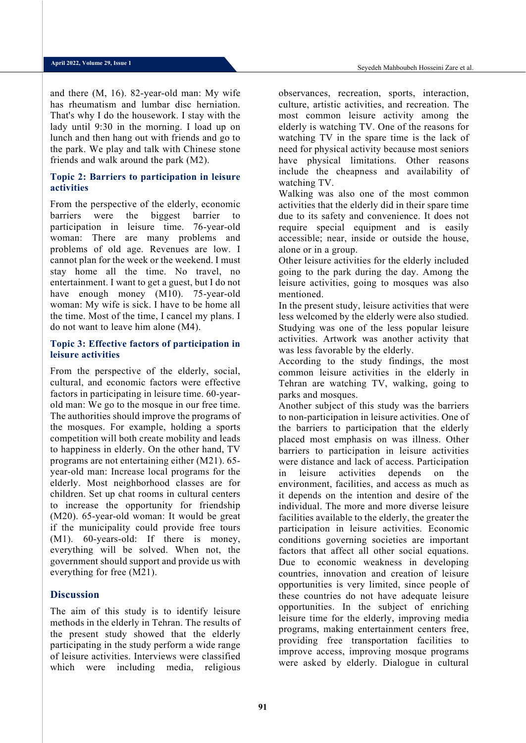and there (M, 16). 82-year-old man: My wife has rheumatism and lumbar disc herniation. That's why I do the housework. I stay with the lady until 9:30 in the morning. I load up on lunch and then hang out with friends and go to the park. We play and talk with Chinese stone friends and walk around the park (M2).

### Topic 2: Barriers to participation in leisure activities

From the perspective of the elderly, economic barriers were the biggest barrier to participation in leisure time. 76-year-old woman: There are many problems and problems of old age. Revenues are low. I cannot plan for the week or the weekend. I must stay home all the time. No travel, no entertainment. I want to get a guest, but I do not have enough money (M10). 75-year-old woman: My wife is sick. I have to be home all the time. Most of the time, I cancel my plans. I do not want to leave him alone (M4).

### Topic 3: Effective factors of participation in leisure activities

From the perspective of the elderly, social, cultural, and economic factors were effective factors in participating in leisure time. 60-year-old man: We go to the mosque in our free time. The authorities should improve the programs of the mosques. For example, holding a sports competition will both create mobility and leads to happiness in elderly. On the other hand, TV programs are not entertaining either (M21). 65-year-old man: Increase local programs for the elderly. Most neighborhood classes are for children. Set up chat rooms in cultural centers to increase the opportunity for friendship (M20). 65-year-old woman: It would be great if the municipality could provide free tours (M1). 60-years-old: If there is money, everything will be solved. When not, the government should support and provide us with everything for free (M21).

## Discussion

The aim of this study is to identify leisure methods in the elderly in Tehran. The results of the present study showed that the elderly participating in the study perform a wide range of leisure activities. Interviews were classified which were including media, religious observances, recreation, sports, interaction, culture, artistic activities, and recreation. The most common leisure activity among the elderly is watching TV. One of the reasons for watching TV in the spare time is the lack of need for physical activity because most seniors have physical limitations. Other reasons include the cheapness and availability of watching TV.

Walking was also one of the most common activities that the elderly did in their spare time due to its safety and convenience. It does not require special equipment and is easily accessible; near, inside or outside the house, alone or in a group.

Other leisure activities for the elderly included going to the park during the day. Among the leisure activities, going to mosques was also mentioned.

In the present study, leisure activities that were less welcomed by the elderly were also studied. Studying was one of the less popular leisure activities. Artwork was another activity that was less favorable by the elderly.

According to the study findings, the most common leisure activities in the elderly in Tehran are watching TV, walking, going to parks and mosques.

Another subject of this study was the barriers to non-participation in leisure activities. One of the barriers to participation that the elderly placed most emphasis on was illness. Other barriers to participation in leisure activities were distance and lack of access. Participation in leisure activities depends on the environment, facilities, and access as much as it depends on the intention and desire of the individual. The more and more diverse leisure facilities available to the elderly, the greater the participation in leisure activities. Economic conditions governing societies are important factors that affect all other social equations. Due to economic weakness in developing countries, innovation and creation of leisure opportunities is very limited, since people of these countries do not have adequate leisure opportunities. In the subject of enriching leisure time for the elderly, improving media programs, making entertainment centers free, providing free transportation facilities to improve access, improving mosque programs were asked by elderly. Dialogue in cultural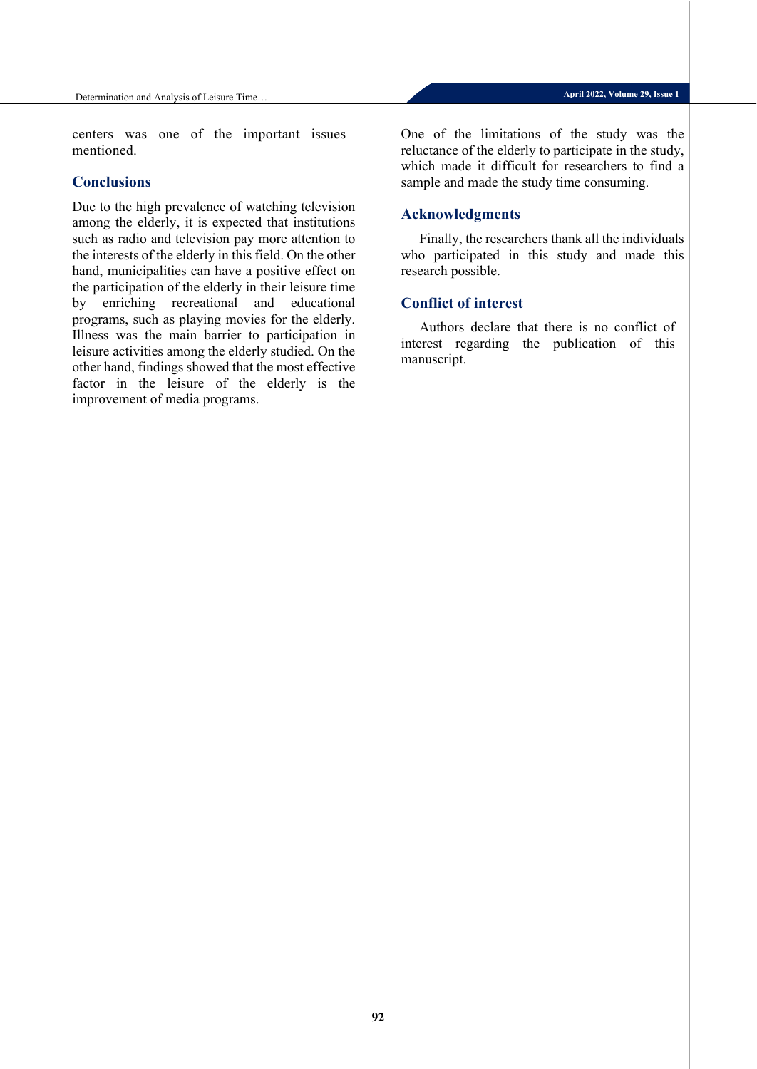centers was one of the important issues mentioned.

## Conclusions

Due to the high prevalence of watching television among the elderly, it is expected that institutions such as radio and television pay more attention to the interests of the elderly in this field. On the other hand, municipalities can have a positive effect on the participation of the elderly in their leisure time by enriching recreational and educational programs, such as playing movies for the elderly. Illness was the main barrier to participation in leisure activities among the elderly studied. On the other hand, findings showed that the most effective factor in the leisure of the elderly is the improvement of media programs.

One of the limitations of the study was the reluctance of the elderly to participate in the study, which made it difficult for researchers to find a sample and made the study time consuming.

## Acknowledgments

Finally, the researchers thank all the individuals who participated in this study and made this research possible.

## Conflict of interest

Authors declare that there is no conflict of interest regarding the publication of this manuscript.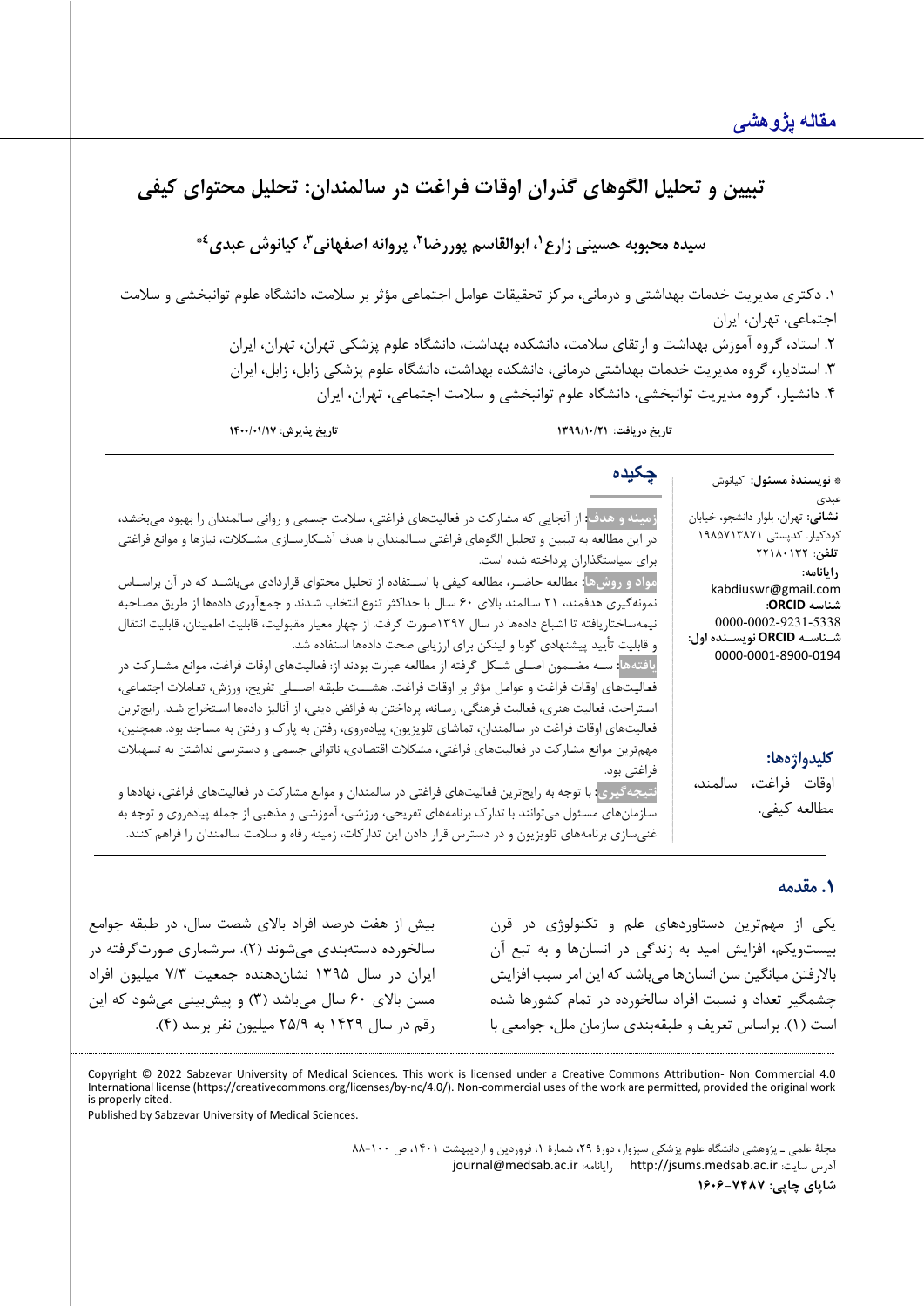مقاله پژوهشی

# تبیین و تحلیل الگوهای گذران اوقات فراغت در سالمندان: تحلیل محتوای کیفی

**سیده محبوبه حسینی زارع[1]، ابوالقاسم پوررضا[2]، پروانه اصفهانی[3]، کیانوش عبدی[4]***

۱. دکتری مدیریت خدمات بهداشتی و درمانی، مرکز تحقیقات عوامل اجتماعی مؤثر بر سلامت، دانشگاه علوم توانبخشی و سلامت اجتماعی، تهران، ایران

۲. استاد، گروه آموزش بهداشت و ارتقای سلامت، دانشکده بهداشت، دانشگاه علوم پزشکی تهران، تهران، ایران

۳. استادیار، گروه مدیریت خدمات بهداشتی درمانی، دانشکده بهداشت، دانشگاه علوم پزشکی زابل، زابل، ایران

۴. دانشیار، گروه مدیریت توانبخشی، دانشگاه علوم توانبخشی و سلامت اجتماعی، تهران، ایران

تاریخ دریافت: ۱۳۹۹/۱۰/۲۱    تاریخ پذیرش: ۱۴۰۰/۰۱/۱۷

* **نویسندهٔ مسئول:** کیانوش عبدی
**نشانی:** تهران، بلوار دانشجو، خیابان کودکیار. کدپستی ۱۹۸۵۷۱۳۸۷۱
**تلفن:** ۲۲۱۸۰۱۳۲
**رایانامه:** kabdiuswr@gmail.com
**شناسه ORCID:** 0000-0002-9231-5338
**شناسه ORCID نویسنده اول:** 0000-0001-8900-0194

## چکیده

**زمینه و هدف:** از آنجایی که مشارکت در فعالیت‌های فراغتی، سلامت جسمی و روانی سالمندان را بهبود می‌بخشد، در این مطالعه به تبیین و تحلیل الگوهای فراغتی سالمندان با هدف آشکارسازی مشکلات، نیازها و موانع فراغتی برای سیاستگذاران پرداخته شده است.

**مواد و روش‌ها:** مطالعه حاضر، مطالعه کیفی با استفاده از تحلیل محتوای قراردادی می‌باشد که در آن براساس نمونه‌گیری هدفمند، ۲۱ سالمند بالای ۶۰ سال با حداکثر تنوع انتخاب شدند و جمع‌آوری داده‌ها از طریق مصاحبه نیمه‌ساختاریافته تا اشباع داده‌ها در سال ۱۳۹۷صورت گرفت. از چهار معیار مقبولیت، قابلیت اطمینان، قابلیت انتقال و قابلیت تأیید پیشنهادی گوبا و لینکن برای ارزیابی صحت داده‌ها استفاده شد.

**یافته‌ها:** سه مضمون اصلی شکل گرفته از مطالعه عبارت بودند از: فعالیت‌های اوقات فراغت، موانع مشارکت در فعالیت‌های اوقات فراغت و عوامل مؤثر بر اوقات فراغت. هشت طبقه اصلی تفریح، ورزش، تعاملات اجتماعی، استراحت، فعالیت هنری، فعالیت فرهنگی، رسانه، پرداختن به فرائض دینی، از آنالیز داده‌ها استخراج شد. رایج‌ترین فعالیت‌های اوقات فراغت در سالمندان، تماشای تلویزیون، پیاده‌روی، رفتن به پارک و رفتن به مساجد بود. همچنین، مهم‌ترین موانع مشارکت در فعالیت‌های فراغتی، مشکلات اقتصادی، ناتوانی جسمی و دسترسی نداشتن به تسهیلات فراغتی بود.

**نتیجه‌گیری:** با توجه به رایج‌ترین فعالیت‌های فراغتی در سالمندان و موانع مشارکت در فعالیت‌های فراغتی، نهادها و سازمان‌های مسئول می‌توانند با تدارک برنامه‌های تفریحی، ورزشی، آموزشی و مذهبی از جمله پیاده‌روی و توجه به غنی‌سازی برنامه‌های تلویزیون و در دسترس قرار دادن این تدارکات، زمینه رفاه و سلامت سالمندان را فراهم کنند.

**کلیدواژه‌ها:** اوقات فراغت، سالمند، مطالعه کیفی.

## ۱. مقدمه

یکی از مهم‌ترین دستاوردهای علم و تکنولوژی در قرن بیست‌ویکم، افزایش امید به زندگی در انسان‌ها و به تبع آن بالارفتن میانگین سن انسان‌ها می‌باشد که این امر سبب افزایش چشمگیر تعداد و نسبت افراد سالخورده در تمام کشورها شده است (۱). براساس تعریف و طبقه‌بندی سازمان ملل، جوامعی با بیش از هفت درصد افراد بالای شصت سال، در طبقه جوامع سالخورده دسته‌بندی می‌شوند (۲). سرشماری صورت‌گرفته در ایران در سال ۱۳۹۵ نشان‌دهنده جمعیت ۷/۳ میلیون افراد مسن بالای ۶۰ سال می‌باشد (۳) و پیش‌بینی می‌شود که این رقم در سال ۱۴۲۹ به ۲۵/۹ میلیون نفر برسد (۴).

Copyright © 2022 Sabzevar University of Medical Sciences. This work is licensed under a Creative Commons Attribution- Non Commercial 4.0 International license (https://creativecommons.org/licenses/by-nc/4.0/). Non-commercial uses of the work are permitted, provided the original work is properly cited.
Published by Sabzevar University of Medical Sciences.

آدرس سایت: http://jsums.medsab.ac.ir    رایانامه: journal@medsab.ac.ir

شاپای چاپی: ۷۴۸۷-۱۶۰۶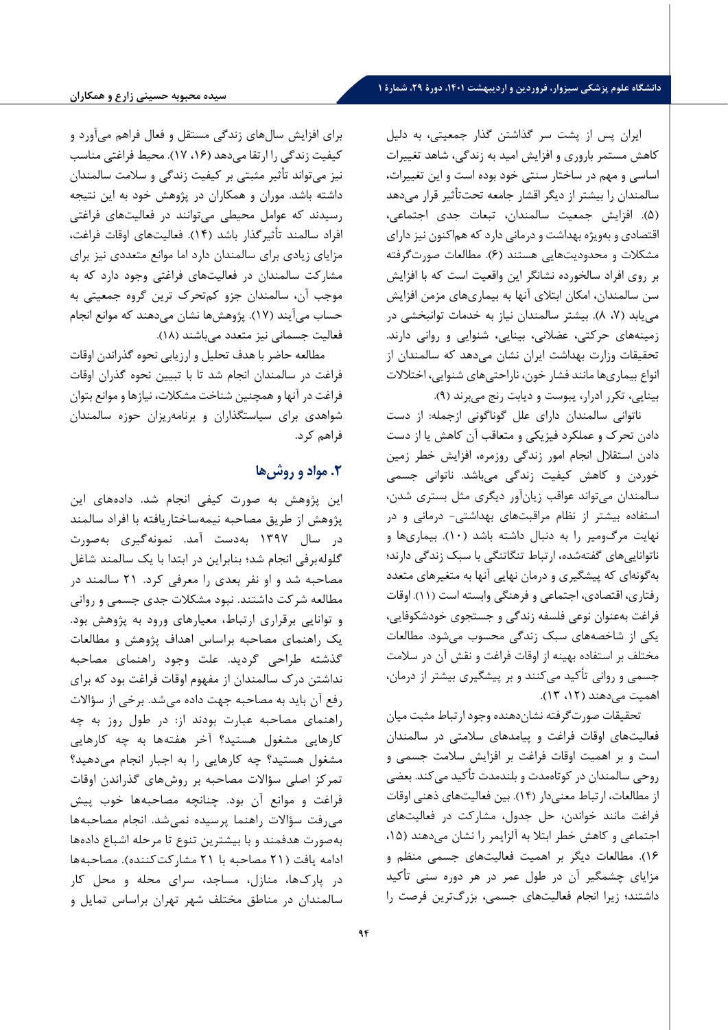ایران پس از پشت سر گذاشتن گذار جمعیتی، به دلیل کاهش مستمر باروری و افزایش امید به زندگی، شاهد تغییرات اساسی و مهم در ساختار سنتی خود بوده است و این تغییرات، سالمندان را بیشتر از دیگر اقشار جامعه تحت‌تأثیر قرار می‌دهد (۵). افزایش جمعیت سالمندان، تبعات جدی اجتماعی، اقتصادی و به‌ویژه بهداشت و درمانی دارد که هم‌اکنون نیز دارای مشکلات و محدودیت‌هایی هستند (۶). مطالعات صورت‌گرفته بر روی افراد سالخورده نشانگر این واقعیت است که با افزایش سن سالمندان، امکان ابتلای آنها به بیماری‌های مزمن افزایش می‌یابد (۷، ۸). بیشتر سالمندان نیاز به خدمات توانبخشی در زمینه‌های حرکتی، عضلانی، بینایی، شنوایی و روانی دارند. تحقیقات وزارت بهداشت ایران نشان می‌دهد که سالمندان از انواع بیماری‌ها مانند فشار خون، ناراحتی‌های شنوایی، اختلالات بینایی، تکرر ادرار، یبوست و دیابت رنج می‌برند (۹).

ناتوانی سالمندان دارای علل گوناگونی ازجمله: از دست دادن تحرک و عملکرد فیزیکی و متعاقب آن کاهش یا از دست دادن استقلال انجام امور زندگی روزمره، افزایش خطر زمین خوردن و کاهش کیفیت زندگی می‌باشد. ناتوانی جسمی سالمندان می‌تواند عواقب زیان‌آور دیگری مثل بستری شدن، استفاده بیشتر از نظام مراقبت‌های بهداشتی- درمانی و در نهایت مرگ‌ومیر را به دنبال داشته باشد (۱۰). بیماری‌ها و ناتوانایی‌های گفته‌شده، ارتباط تنگاتنگی با سبک زندگی دارند؛ به‌گونه‌ای که پیشگیری و درمان نهایی آنها به متغیرهای متعدد رفتاری، اقتصادی، اجتماعی و فرهنگی وابسته است (۱۱). اوقات فراغت به‌عنوان نوعی فلسفه زندگی و جستجوی خودشکوفایی، یکی از شاخصه‌های سبک زندگی محسوب می‌شود. مطالعات مختلف بر استفاده بهینه از اوقات فراغت و نقش آن در سلامت جسمی و روانی تأکید می‌کنند و بر پیشگیری بیشتر از درمان، اهمیت می‌دهند (۱۲، ۱۳).

تحقیقات صورت‌گرفته نشان‌دهنده وجود ارتباط مثبت میان فعالیت‌های اوقات فراغت و پیامدهای سلامتی در سالمندان است و بر اهمیت اوقات فراغت بر افزایش سلامت جسمی و روحی سالمندان در کوتاه‌مدت و بلندمدت تأکید می‌کند. بعضی از مطالعات، ارتباط معنی‌دار (۱۴). بین فعالیت‌های ذهنی اوقات فراغت مانند خواندن، حل جدول، مشارکت در فعالیت‌های اجتماعی و کاهش خطر ابتلا به آلزایمر را نشان می‌دهند (۱۵، ۱۶). مطالعات دیگر بر اهمیت فعالیت‌های جسمی منظم و مزایای چشمگیر آن در طول عمر در هر دوره سنی تأکید داشتند؛ زیرا انجام فعالیت‌های جسمی، بزرگ‌ترین فرصت را برای افزایش سال‌های زندگی مستقل و فعال فراهم می‌آورد و کیفیت زندگی را ارتقا می‌دهد (۱۶، ۱۷). محیط فراغتی مناسب نیز می‌تواند تأثیر مثبتی بر کیفیت زندگی و سلامت سالمندان داشته باشد. موران و همکاران در پژوهش خود به این نتیجه رسیدند که عوامل محیطی می‌توانند در فعالیت‌های فراغتی افراد سالمند تأثیرگذار باشد (۱۴). فعالیت‌های اوقات فراغت، مزایای زیادی برای سالمندان دارد اما موانع متعددی نیز برای مشارکت سالمندان در فعالیت‌های فراغتی وجود دارد که به موجب آن، سالمندان جزو کم‌تحرک ترین گروه جمعیتی به حساب می‌آیند (۱۷). پژوهش‌ها نشان می‌دهند که موانع انجام فعالیت جسمانی نیز متعدد می‌باشند (۱۸).

مطالعه حاضر با هدف تحلیل و ارزیابی نحوه گذراندن اوقات فراغت در سالمندان انجام شد تا با تبیین نحوه گذران اوقات فراغت در آنها و همچنین شناخت مشکلات، نیازها و موانع بتوان شواهدی برای سیاستگذاران و برنامه‌ریزان حوزه سالمندان فراهم کرد.

## ۲. مواد و روش‌ها

این پژوهش به صورت کیفی انجام شد. داده‌های این پژوهش از طریق مصاحبه نیمه‌ساختاریافته با افراد سالمند در سال ۱۳۹۷ به‌دست آمد. نمونه‌گیری به‌صورت گلوله‌برفی انجام شد؛ بنابراین در ابتدا با یک سالمند شاغل مصاحبه شد و او نفر بعدی را معرفی کرد. ۲۱ سالمند در مطالعه شرکت داشتند. نبود مشکلات جدی جسمی و روانی و توانایی برقراری ارتباط، معیارهای ورود به پژوهش بود. یک راهنمای مصاحبه براساس اهداف پژوهش و مطالعات گذشته طراحی گردید. علت وجود راهنمای مصاحبه نداشتن درک سالمندان از مفهوم اوقات فراغت بود که برای رفع آن باید به مصاحبه جهت داده می‌شد. برخی از سؤالات راهنمای مصاحبه عبارت بودند از: در طول روز به چه کارهایی مشغول هستید؟ آخر هفته‌ها به چه کارهایی مشغول هستید؟ چه کارهایی را به اجبار انجام می‌دهید؟ تمرکز اصلی سؤالات مصاحبه بر روش‌های گذراندن اوقات فراغت و موانع آن بود. چنانچه مصاحبه‌ها خوب پیش می‌رفت سؤالات راهنما پرسیده نمی‌شد. انجام مصاحبه‌ها به‌صورت هدفمند و با بیشترین تنوع تا مرحله اشباع داده‌ها ادامه یافت (۲۱ مصاحبه با ۲۱ مشارکت‌کننده). مصاحبه‌ها در پارک‌ها، منازل، مساجد، سرای محله و محل کار سالمندان در مناطق مختلف شهر تهران براساس تمایل و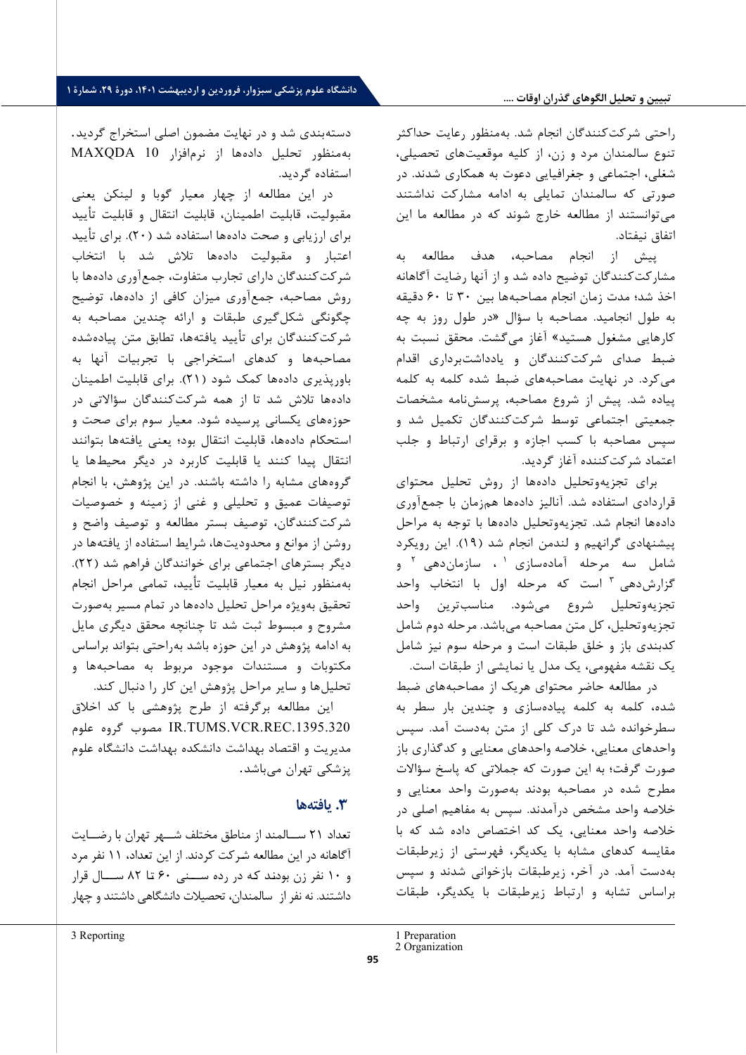راحتی شرکت‌کنندگان انجام شد. به‌منظور رعایت حداکثر تنوع سالمندان مرد و زن، از کلیه موقعیت‌های تحصیلی، شغلی، اجتماعی و جغرافیایی دعوت به همکاری شدند. در صورتی که سالمندان تمایلی به ادامه مشارکت نداشتند می‌توانستند از مطالعه خارج شوند که در مطالعه ما این اتفاق نیفتاد.

پیش از انجام مصاحبه، هدف مطالعه به مشارکت‌کنندگان توضیح داده شد و از آنها رضایت آگاهانه اخذ شد؛ مدت زمان انجام مصاحبه‌ها بین ۳۰ تا ۶۰ دقیقه به طول انجامید. مصاحبه با سؤال «در طول روز به چه کارهایی مشغول هستید» آغاز می‌گشت. محقق نسبت به ضبط صدای شرکت‌کنندگان و یادداشت‌برداری اقدام می‌کرد. در نهایت مصاحبه‌های ضبط شده کلمه به کلمه پیاده شد. پیش از شروع مصاحبه، پرسش‌نامه مشخصات جمعیتی اجتماعی توسط شرکت‌کنندگان تکمیل شد و سپس مصاحبه با کسب اجازه و برقرای ارتباط و جلب اعتماد شرکت‌کننده آغاز گردید.

برای تجزیه‌وتحلیل داده‌ها از روش تحلیل محتوای قراردادی استفاده شد. آنالیز داده‌ها هم‌زمان با جمع‌آوری داده‌ها انجام شد. تجزیه‌وتحلیل داده‌ها با توجه به مراحل پیشنهادی گرانهیم و لندمن انجام شد (۱۹). این رویکرد شامل سه مرحله آماده‌سازی [1]، سازمان‌دهی [2] و گزارش‌دهی [3] است که مرحله اول با انتخاب واحد تجزیه‌وتحلیل شروع می‌شود. مناسب‌ترین واحد تجزیه‌وتحلیل، کل متن مصاحبه می‌باشد. مرحله دوم شامل کدبندی باز و خلق طبقات است و مرحله سوم نیز شامل یک نقشه مفهومی، یک مدل یا نمایشی از طبقات است.

در مطالعه حاضر محتوای هریک از مصاحبه‌های ضبط شده، کلمه به کلمه پیاده‌سازی و چندین بار سطر به سطرخوانده شد تا درک کلی از متن به‌دست آمد. سپس واحدهای معنایی، خلاصه واحدهای معنایی و کدگذاری باز صورت گرفت؛ به این صورت که جملاتی که پاسخ سؤالات مطرح شده در مصاحبه بودند به‌صورت واحد معنایی و خلاصه واحد مشخص درآمدند. سپس به مفاهیم اصلی در خلاصه واحد معنایی، یک کد اختصاص داده شد که با مقایسه کدهای مشابه با یکدیگر، فهرستی از زیرطبقات به‌دست آمد. در آخر، زیرطبقات بازخوانی شدند و سپس براساس تشابه و ارتباط زیرطبقات با یکدیگر، طبقات دسته‌بندی شد و در نهایت مضمون اصلی استخراج گردید. به‌منظور تحلیل داده‌ها از نرم‌افزار MAXQDA 10 استفاده گردید.

در این مطالعه از چهار معیار گوبا و لینکن یعنی مقبولیت، قابلیت اطمینان، قابلیت انتقال و قابلیت تأیید برای ارزیابی و صحت داده‌ها استفاده شد (۲۰). برای تأیید اعتبار و مقبولیت داده‌ها تلاش شد با انتخاب شرکت‌کنندگان دارای تجارب متفاوت، جمع‌آوری داده‌ها با روش مصاحبه، جمع‌آوری میزان کافی از داده‌ها، توضیح چگونگی شکل‌گیری طبقات و ارائه چندین مصاحبه به شرکت‌کنندگان برای تأیید یافته‌ها، تطابق متن پیاده‌شده مصاحبه‌ها و کدهای استخراجی با تجربیات آنها به باورپذیری داده‌ها کمک شود (۲۱). برای قابلیت اطمینان داده‌ها تلاش شد تا از همه شرکت‌کنندگان سؤالاتی در حوزه‌های یکسانی پرسیده شود. معیار سوم برای صحت و استحکام داده‌ها، قابلیت انتقال بود؛ یعنی یافته‌ها بتوانند انتقال پیدا کنند یا قابلیت کاربرد در دیگر محیط‌ها یا گروه‌های مشابه را داشته باشند. در این پژوهش، با انجام توصیفات عمیق و تحلیلی و غنی از زمینه و خصوصیات شرکت‌کنندگان، توصیف بستر مطالعه و توصیف واضح و روشن از موانع و محدودیت‌ها، شرایط استفاده از یافته‌ها در دیگر بسترهای اجتماعی برای خوانندگان فراهم شد (۲۲). به‌منظور نیل به معیار قابلیت تأیید، تمامی مراحل انجام تحقیق به‌ویژه مراحل تحلیل داده‌ها در تمام مسیر به‌صورت مشروح و مبسوط ثبت شد تا چنانچه محقق دیگری مایل به ادامه پژوهش در این حوزه باشد به‌راحتی بتواند براساس مکتوبات و مستندات موجود مربوط به مصاحبه‌ها و تحلیل‌ها و سایر مراحل پژوهش این کار را دنبال کند.

این مطالعه برگرفته از طرح پژوهشی با کد اخلاق IR.TUMS.VCR.REC.1395.320 مصوب گروه علوم مدیریت و اقتصاد بهداشت دانشکده بهداشت دانشگاه علوم پزشکی تهران می‌باشد.

## ۳. یافته‌ها

تعداد ۲۱ سالمند از مناطق مختلف شهر تهران با رضایت آگاهانه در این مطالعه شرکت کردند. از این تعداد، ۱۱ نفر مرد و ۱۰ نفر زن بودند که در رده سنی ۶۰ تا ۸۲ سال قرار داشتند. نه نفر از سالمندان، تحصیلات دانشگاهی داشتند و چهار

---

1 Preparation
2 Organization
3 Reporting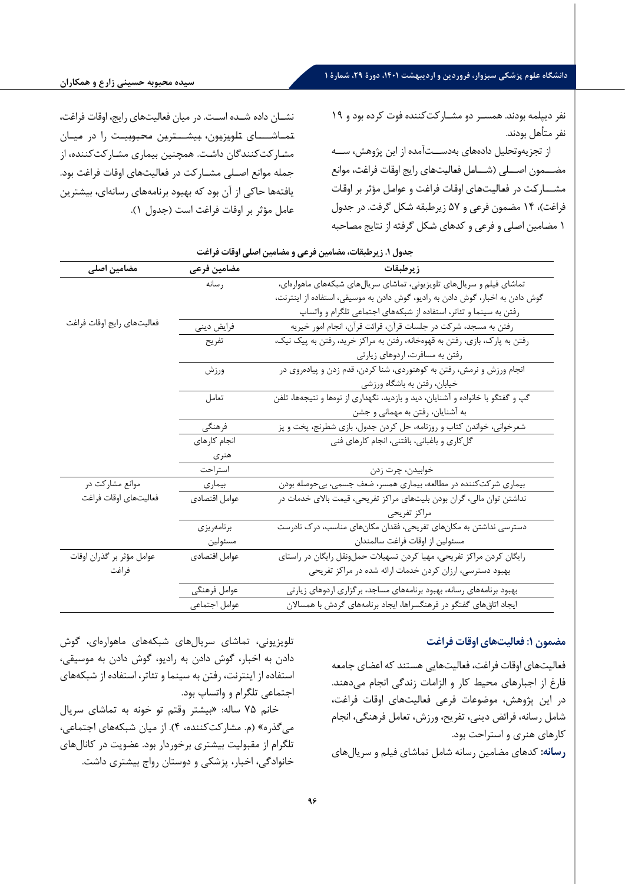نفر دیپلمه بودند. همسر دو مشارکت‌کننده فوت کرده بود و ۱۹ نفر متأهل بودند.

از تجزیه‌وتحلیل داده‌های به‌دست‌آمده از این پژوهش، سه مضمون اصلی (شامل فعالیت‌های رایج اوقات فراغت، موانع مشارکت در فعالیت‌های اوقات فراغت و عوامل مؤثر بر اوقات فراغت)، ۱۴ مضمون فرعی و ۵۷ زیرطبقه شکل گرفت. در جدول ۱ مضامین اصلی و فرعی و کدهای شکل گرفته از نتایج مصاحبه نشان داده شده است. در میان فعالیت‌های رایج، اوقات فراغت، تماشای تلویزیون، بیشترین محبوبیت را در میان مشارکت‌کنندگان داشت. همچنین بیماری مشارکت‌کننده، از جمله موانع اصلی مشارکت در فعالیت‌های اوقات فراغت بود. یافته‌ها حاکی از آن بود که بهبود برنامه‌های رسانه‌ای، بیشترین عامل مؤثر بر اوقات فراغت است (جدول ۱).

**جدول ۱. زیرطبقات، مضامین فرعی و مضامین اصلی اوقات فراغت**

| زیرطبقات | مضامین فرعی | مضامین اصلی |
|---|---|---|
| تماشای فیلم و سریال‌های تلویزیونی، تماشای سریال‌های شبکه‌های ماهواره‌ای، گوش دادن به اخبار، گوش دادن به رادیو، گوش دادن به موسیقی، استفاده از اینترنت، رفتن به سینما و تئاتر، استفاده از شبکه‌های اجتماعی تلگرام و واتساپ | رسانه | فعالیت‌های رایج اوقات فراغت |
| رفتن به مسجد، شرکت در جلسات قرآن، قرائت قرآن، انجام امور خیریه | فرایض دینی | |
| رفتن به پارک، بازی، رفتن به قهوه‌خانه، رفتن به مراکز خرید، رفتن به پیک نیک، رفتن به مسافرت، اردوهای زیارتی | تفریح | |
| انجام ورزش و نرمش، رفتن به کوهنوردی، شنا کردن، قدم زدن و پیاده‌روی در خیابان، رفتن به باشگاه ورزشی | ورزش | |
| گپ و گفتگو با خانواده و آشنایان، دید و بازدید، نگهداری از نوه‌ها و نتیجه‌ها، تلفن به آشنایان، رفتن به مهمانی و جشن | تعامل | |
| شعرخوانی، خواندن کتاب و روزنامه، حل کردن جدول، بازی شطرنج، پخت و پز | فرهنگی | |
| گل‌کاری و باغبانی، بافتنی، انجام کارهای فنی | انجام کارهای هنری | |
| خوابیدن، چرت زدن | استراحت | |
| بیماری شرکت‌کننده در مطالعه، بیماری همسر، ضعف جسمی، بی‌حوصله بودن | بیماری | موانع مشارکت در فعالیت‌های اوقات فراغت |
| نداشتن توان مالی، گران بودن بلیت‌های مراکز تفریحی، قیمت بالای خدمات در مراکز تفریحی | عوامل اقتصادی | |
| دسترسی نداشتن به مکان‌های تفریحی، فقدان مکان‌های مناسب، درک نادرست مسئولین از اوقات فراغت سالمندان | برنامه‌ریزی مسئولین | |
| رایگان کردن مراکز تفریحی، مهیا کردن تسهیلات حمل‌ونقل رایگان در راستای بهبود دسترسی، ارزان کردن خدمات ارائه شده در مراکز تفریحی | عوامل اقتصادی | عوامل مؤثر بر گذران اوقات فراغت |
| بهبود برنامه‌های رسانه، بهبود برنامه‌های مساجد، برگزاری اردوهای زیارتی | عوامل فرهنگی | |
| ایجاد اتاق‌های گفتگو در فرهنگسراها، ایجاد برنامه‌های گردش با همسالان | عوامل اجتماعی | |

### مضمون ۱: فعالیت‌های اوقات فراغت

فعالیت‌های اوقات فراغت، فعالیت‌هایی هستند که اعضای جامعه فارغ از اجبارهای محیط کار و الزامات زندگی انجام می‌دهند. در این پژوهش، موضوعات فرعی فعالیت‌های اوقات فراغت، شامل رسانه، فرائض دینی، تفریح، ورزش، تعامل فرهنگی، انجام کارهای هنری و استراحت بود.

**رسانه:** کدهای مضامین رسانه شامل تماشای فیلم و سریال‌های تلویزیونی، تماشای سریال‌های شبکه‌های ماهواره‌ای، گوش دادن به اخبار، گوش دادن به رادیو، گوش دادن به موسیقی، استفاده از اینترنت، رفتن به سینما و تئاتر، استفاده از شبکه‌های اجتماعی تلگرام و واتساپ بود.

خانم ۷۵ ساله: «بیشتر وقتم تو خونه به تماشای سریال می‌گذره» (م. مشارکت‌کننده، ۴). از میان شبکه‌های اجتماعی، تلگرام از مقبولیت بیشتری برخوردار بود. عضویت در کانال‌های خانوادگی، اخبار، پزشکی و دوستان رواج بیشتری داشت.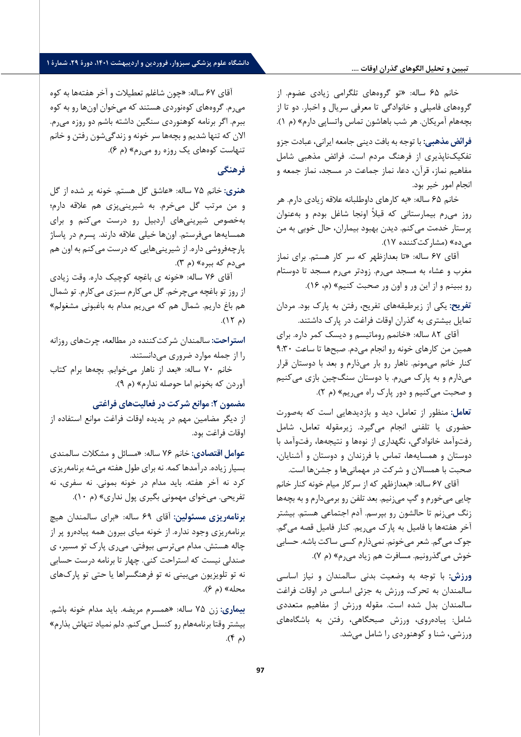خانم ۶۵ ساله: «تو گروه‌های تلگرامی زیادی عضوم. از گروه‌های فامیلی و خانوادگی تا معرفی سریال و اخبار. دو تا از بچه‌هام آمریکان. هر شب باهاشون تماس واتساپی دارم» (م ۱).

**فرائض مذهبی:** با توجه به بافت دینی جامعه ایرانی، عبادت جزو تفکیک‌ناپذیری از فرهنگ مردم است. فرائض مذهبی شامل مفاهیم نماز، قرآن، دعا، نماز جماعت در مسجد، نماز جمعه و انجام امور خیر بود.

خانم ۶۵ ساله: «به کارهای داوطلبانه علاقه زیادی دارم. هر روز می‌رم بیمارستانی که قبلاً اونجا شاغل بودم و به‌عنوان پرستار خدمت می‌کنم. دیدن بهبود بیماران، حال خوبی به من میده» (مشارکت‌کننده ۱۷).

آقای ۶۷ ساله: «تا بعدازظهر که سر کار هستم. برای نماز مغرب و عشاء به مسجد می‌رم. زودتر می‌رم مسجد تا دوستام رو ببینم و از این ور و اون ور صحبت کنیم» (م، ۱۶).

**تفریح:** یکی از زیرطبقه‌های تفریح، رفتن به پارک بود. مردان تمایل بیشتری به گذران اوقات فراغت در پارک داشتند.

آقای ۸۲ ساله: «خانمم روماتیسم و دیسک کمر داره. برای همین من کارهای خونه رو انجام می‌دم. صبح‌ها تا ساعت ۹:۳۰ کنار خانم می‌مونم. ناهار رو بار می‌ذارم و بعد با دوستان قرار می‌ذارم و به پارک می‌رم. با دوستان سنگ‌چین بازی می‌کنیم و صحبت می‌کنیم و دور پارک راه می‌ریم» (م ۲).

**تعامل:** منظور از تعامل، دید و بازدیدهایی است که به‌صورت حضوری یا تلفنی انجام می‌گیرد. زیرمقوله تعامل، شامل رفت‌وآمد خانوادگی، نگهداری از نوه‌ها و نتیجه‌ها، رفت‌وآمد با دوستان و همسایه‌ها، تماس با فرزندان و دوستان و آشنایان، صحبت با همسالان و شرکت در مهمانی‌ها و جشن‌ها است.

آقای ۶۷ ساله: «بعدازظهر که از سرکار میام خونه کنار خانم چایی می‌خورم و گپ می‌زنیم. بعد تلفن رو برمی‌دارم و به بچه‌ها زنگ می‌زنم تا حالشون رو بپرسم. آدم اجتماعی هستم. بیشتر آخر هفته‌ها با فامیل به پارک می‌ریم. کنار فامیل قصه می‌گم. جوک می‌گم. شعر می‌خونم. نمی‌ذارم کسی ساکت باشه. حسابی خوش می‌گذرونیم. مسافرت هم زیاد می‌رم» (م ۷).

**ورزش:** با توجه به وضعیت بدنی سالمندان و نیاز اساسی سالمندان به تحرک، ورزش به جزئی اساسی در اوقات فراغت سالمندان بدل شده است. مقوله ورزش از مفاهیم متعددی شامل: پیاده‌روی، ورزش صبحگاهی، رفتن به باشگاه‌های ورزشی، شنا و کوهنوردی را شامل می‌شد.

آقای ۶۷ ساله: «چون شاغلم تعطیلات و آخر هفته‌ها به کوه می‌رم. گروه‌های کوهنوردی هستند که می‌خوان اون‌ها رو به کوه ببرم. اگر برنامه کوهنوردی سنگین داشته باشم دو روزه می‌رم. الان که تنها شدیم و بچه‌ها سر خونه و زندگی‌شون رفتن و خانم تنهاست کوه‌های یک روزه رو می‌رم» (م ۶).

### فرهنگی

**هنری:** خانم ۷۵ ساله: «عاشق گل هستم. خونه پر شده از گل و من مرتب گل می‌خرم. به شیرینی‌پزی هم علاقه دارم؛ به‌خصوص شیرینی‌های اردبیل رو درست می‌کنم و برای همسایه‌ها می‌فرستم. اون‌ها خیلی علاقه دارند. پسرم در پاساژ پارچه‌فروشی داره. از شیرینی‌هایی که درست می‌کنم به اون هم می‌دم که ببره» (م ۳).

آقای ۷۶ ساله: «خونه ی باغچه کوچیک داره. وقت زیادی از روز تو باغچه می‌چرخم. گل می‌کارم سبزی می‌کارم. تو شمال هم باغ داریم. شمال هم که می‌ریم مدام به باغبونی مشغولم» (م ۱۲).

**استراحت:** سالمندان شرکت‌کننده در مطالعه، چرت‌های روزانه را از جمله موارد ضروری می‌دانستند.

خانم ۷۰ ساله: «بعد از ناهار می‌خوابم. بچه‌ها برام کتاب آوردن که بخونم اما حوصله ندارم» (م ۹).

### مضمون ۲: موانع شرکت در فعالیت‌های فراغتی

از دیگر مضامین مهم در پدیده اوقات فراغت موانع استفاده از اوقات فراغت بود.

**عوامل اقتصادی:** خانم ۷۶ ساله: «مسائل و مشکلات سالمندی بسیار زیاده. درآمدها کمه. نه برای طول هفته می‌شه برنامه‌ریزی کرد نه آخر هفته. باید مدام در خونه بمونی. نه سفری، نه تفریحی. می‌خوای مهمونی بگیری پول نداری» (م ۱۰).

**برنامه‌ریزی مسئولین:** آقای ۶۹ ساله: «برای سالمندان هیچ برنامه‌ریزی وجود نداره. از خونه میای بیرون همه پیاده‌رو پر از چاله هستش. مدام می‌ترسی بیوفتی. می‌ری پارک تو مسیر، ی صندلی نیست که استراحت کنی. چهار تا برنامه درست حسابی نه تو تلویزیون می‌بینی نه تو فرهنگسراها یا حتی تو پارک‌های محله» (م ۶).

**بیماری:** زن ۷۵ ساله: «همسرم مریضه. باید مدام خونه باشم. بیشتر وقتا برنامه‌هام رو کنسل می‌کنم. دلم نمیاد تنهاش بذارم» (م ۴).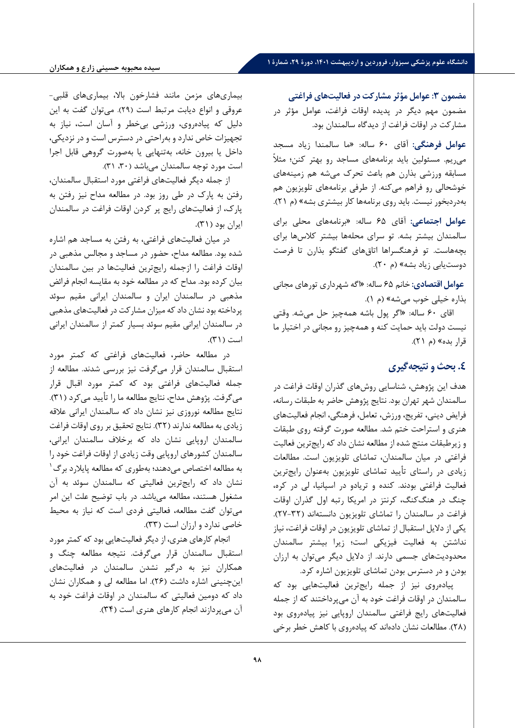**مضمون ۳: عوامل مؤثر مشارکت در فعالیت‌های فراغتی**

مضمون مهم دیگر در پدیده اوقات فراغت، عوامل مؤثر در مشارکت در اوقات فراغت از دیدگاه سالمندان بود.

**عوامل فرهنگی:** آقای ۶۰ ساله: «ما سالمندا زیاد مسجد می‌ریم. مسئولین باید برنامه‌های مساجد رو بهتر کنن؛ مثلاً مسابقه ورزشی بذارن هم باعث تحرک می‌شه هم زمینه‌های خوشحالی رو فراهم می‌کنه. از طرفی برنامه‌های تلویزیون هم به‌دردبخور نیست. باید روی برنامه‌ها کار بیشتری بشه» (م ۲۱).

**عوامل اجتماعی:** آقای ۶۵ ساله: «برنامه‌های محلی برای سالمندان بیشتر بشه. تو سرای محله‌ها بیشتر کلاس‌ها برای بچه‌هاست. تو فرهنگسراها اتاق‌های گفتگو بذارن تا فرصت دوست‌یابی زیاد بشه» (م ۲۰).

**عوامل اقتصادی:** خانم ۶۵ ساله: «اگه شهرداری تورهای مجانی بذاره خیلی خوب می‌شه» (م ۱).

اقای ۶۰ ساله: «اگر پول باشه همه‌چیز حل می‌شه. وقتی نیست دولت باید حمایت کنه و همه‌چیز رو مجانی در اختیار ما قرار بده» (م ۲۱).

## ٤. بحث و نتیجه‌گیری

هدف این پژوهش، شناسایی روش‌های گذران اوقات فراغت در سالمندان شهر تهران بود. نتایج پژوهش حاضر به طبقات رسانه، فرایض دینی، تفریح، ورزش، تعامل، فرهنگی، انجام فعالیت‌های هنری و استراحت ختم شد. مطالعه صورت گرفته روی طبقات و زیرطبقات منتج شده از مطالعه نشان داد که رایج‌ترین فعالیت فراغتی در میان سالمندان، تماشای تلویزیون است. مطالعات زیادی در راستای تأیید تماشای تلویزیون به‌عنوان رایج‌ترین فعالیت فراغتی بودند. کنده و تریادو در اسپانیا، لی در کره، چنگ در هنگ‌کنگ، کرنتز در امریکا رتبه اول گذران اوقات فراغت در سالمندان را تماشای تلویزیون دانسته‌اند (۳۲-۲۷). یکی از دلایل استقبال از تماشای تلویزیون در اوقات فراغت، نیاز نداشتن به فعالیت فیزیکی است؛ زیرا بیشتر سالمندان محدودیت‌های جسمی دارند. از دلایل دیگر می‌توان به ارزان بودن و در دسترس بودن تماشای تلویزیون اشاره کرد.

پیاده‌روی نیز از جمله رایج‌ترین فعالیت‌هایی بود که سالمندان در اوقات فراغت خود به آن می‌پرداختند که از جمله فعالیت‌های رایج فراغتی سالمندان اروپایی نیز پیاده‌روی بود (۲۸). مطالعات نشان داده‌اند که پیاده‌روی با کاهش خطر برخی بیماری‌های مزمن مانند فشارخون بالا، بیماری‌های قلبی-عروقی و انواع دیابت مرتبط است (۲۹). می‌توان گفت به این دلیل که پیاده‌روی، ورزشی بی‌خطر و آسان است، نیاز به تجهیزات خاص ندارد و به‌راحتی در دسترس است و در نزدیکی، داخل یا بیرون خانه، به‌تنهایی یا به‌صورت گروهی قابل اجرا است مورد توجه سالمندان می‌باشد (۳۰، ۳۱).

از جمله دیگر فعالیت‌های فراغتی مورد استقبال سالمندان، رفتن به پارک در طی روز بود. در مطالعه مداح نیز رفتن به پارک، از فعالیت‌های رایج پر کردن اوقات فراغت در سالمندان ایران بود (۳۱).

در میان فعالیت‌های فراغتی، به رفتن به مساجد هم اشاره شده بود. مطالعه مداح، حضور در مساجد و مجالس مذهبی در اوقات فراغت را ازجمله رایج‌ترین فعالیت‌ها در بین سالمندان بیان کرده بود. مداح که در مطالعه خود به مقایسه انجام فرائض مذهبی در سالمندان ایران و سالمندان ایرانی مقیم سوئد پرداخته بود نشان داد که میزان مشارکت در فعالیت‌های مذهبی در سالمندان ایرانی مقیم سوئد بسیار کمتر از سالمندان ایرانی است (۳۱).

در مطالعه حاضر، فعالیت‌های فراغتی که کمتر مورد استقبال سالمندان قرار می‌گرفت نیز بررسی شدند. مطالعه از جمله فعالیت‌های فراغتی بود که کمتر مورد اقبال قرار می‌گرفت. پژوهش مداح، نتایج مطالعه ما را تأیید می‌کرد (۳۱). نتایج مطالعه نوروزی نیز نشان داد که سالمندان ایرانی علاقه زیادی به مطالعه ندارند (۳۲). نتایج تحقیق بر روی اوقات فراغت سالمندان اروپایی نشان داد که برخلاف سالمندان ایرانی، سالمندان کشورهای اروپایی وقت زیادی از اوقات فراغت خود را به مطالعه اختصاص می‌دهند؛ به‌طوری که مطالعه پایلارد برگ[1] نشان داد که رایج‌ترین فعالیتی که سالمندان سوئد به آن مشغول هستند، مطالعه می‌باشد. در باب توضیح علت این امر می‌توان گفت مطالعه، فعالیتی فردی است که نیاز به محیط خاصی ندارد و ارزان است (۳۳).

انجام کارهای هنری، از دیگر فعالیت‌هایی بود که کمتر مورد استقبال سالمندان قرار می‌گرفت. نتیجه مطالعه چنگ و همکاران نیز به درگیر نشدن سالمندان در فعالیت‌های این‌چنینی اشاره داشت (۲۶). اما مطالعه لی و همکاران نشان داد که دومین فعالیتی که سالمندان در اوقات فراغت خود به آن می‌پردازند انجام کارهای هنری است (۳۴).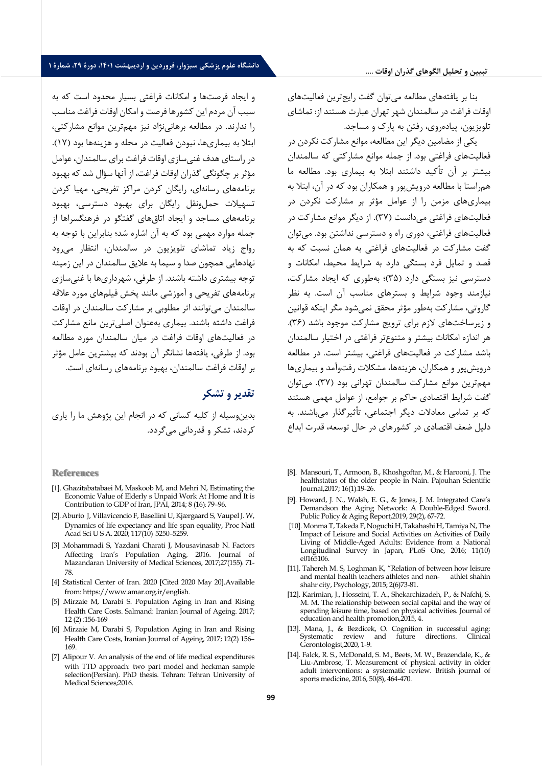بنا بر یافته‌های مطالعه می‌توان گفت رایج‌ترین فعالیت‌های اوقات فراغت در سالمندان شهر تهران عبارت هستند از: تماشای تلویزیون، پیاده‌روی، رفتن به پارک و مساجد.

یکی از مضامین دیگر این مطالعه، موانع مشارکت نکردن در فعالیت‌های فراغتی بود. از جمله موانع مشارکتی که سالمندان بیشتر بر آن تأکید داشتند ابتلا به بیماری بود. مطالعه ما هم‌راستا با مطالعه درویش‌پور و همکاران بود که در آن، ابتلا به بیماری‌های مزمن را از عوامل مؤثر بر مشارکت نکردن در فعالیت‌های فراغتی می‌دانست (۳۷). از دیگر موانع مشارکت در فعالیت‌های فراغتی، دوری راه و دسترسی نداشتن بود. می‌توان گفت مشارکت در فعالیت‌های فراغتی به همان نسبت که به قصد و تمایل فرد بستگی دارد به شرایط محیط، امکانات و دسترسی نیز بستگی دارد (۳۵)؛ به‌طوری که ایجاد مشارکت، نیازمند وجود شرایط و بسترهای مناسب آن است. به نظر گاروتی، مشارکت به‌طور مؤثر محقق نمی‌شود مگر اینکه قوانین و زیرساخت‌های لازم برای ترویج مشارکت موجود باشد (۳۶). هر اندازه امکانات بیشتر و متنوع‌تر فراغتی در اختیار سالمندان باشد مشارکت در فعالیت‌های فراغتی، بیشتر است. در مطالعه درویش‌پور و همکاران، هزینه‌ها، مشکلات رفت‌وآمد و بیماری‌ها مهم‌ترین موانع مشارکت سالمندان تهرانی بود (۳۷). می‌توان گفت شرایط اقتصادی حاکم بر جوامع، از عوامل مهمی هستند که بر تمامی معادلات دیگر اجتماعی، تأثیرگذار می‌باشند. به دلیل ضعف اقتصادی در کشورهای در حال توسعه، قدرت ابداع و ایجاد فرصت‌ها و امکانات فراغتی بسیار محدود است که به سبب آن مردم این کشورها فرصت و امکان اوقات فراغت مناسب را ندارند. در مطالعه برهانی‌نژاد نیز مهم‌ترین موانع مشارکتی، ابتلا به بیماری‌ها، نبودن فعالیت در محله و هزینه‌ها بود (۱۷). در راستای هدف غنی‌سازی اوقات فراغت برای سالمندان، عوامل مؤثر بر چگونگی گذران اوقات فراغت، از آنها سؤال شد که بهبود برنامه‌های رسانه‌ای، رایگان کردن مراکز تفریحی، مهیا کردن تسهیلات حمل‌ونقل رایگان برای بهبود دسترسی، بهبود برنامه‌های مساجد و ایجاد اتاق‌های گفتگو در فرهنگسراها از جمله موارد مهمی بود که به آن اشاره شد؛ بنابراین با توجه به رواج زیاد تماشای تلویزیون در سالمندان، انتظار می‌رود نهادهایی همچون صدا و سیما به علایق سالمندان در این زمینه توجه بیشتری داشته باشند. از طرفی، شهرداری‌ها با غنی‌سازی برنامه‌های تفریحی و آموزشی مانند پخش فیلم‌های مورد علاقه سالمندان می‌توانند اثر مطلوبی بر مشارکت سالمندان در اوقات فراغت داشته باشند. بیماری به‌عنوان اصلی‌ترین مانع مشارکت در فعالیت‌های اوقات فراغت در میان سالمندان مورد مطالعه بود. از طرفی، یافته‌ها نشانگر آن بودند که بیشترین عامل مؤثر بر اوقات فراغت سالمندان، بهبود برنامه‌های رسانه‌ای است.

## تقدیر و تشکر

بدین‌وسیله از کلیه کسانی که در انجام این پژوهش ما را یاری کردند، تشکر و قدردانی می‌گردد.

## References

[1]. Ghazitabatabaei M, Maskoob M, and Mehri N, Estimating the Economic Value of Elderly s Unpaid Work At Home and It is Contribution to GDP of Iran, JPAI, 2014; 8 (16): 79–96.

[2]. Aburto J, Villavicencio F, Basellini U, Kjærgaard S, Vaupel J. W, Dynamics of life expectancy and life span equality, Proc Natl Acad Sci U S A. 2020; 117(10) .5250–5259.

[3] .Mohammadi S, Yazdani Charati J, Mousavinasab N. Factors Affecting Iran's Population Aging, 2016. Journal of Mazandaran University of Medical Sciences, 2017;27(155): 71-78.

[4] Statistical Center of Iran. 2020 [Cited 2020 May 20].Available from: https://www.amar.org.ir/english.

[5] .Mirzaie M, Darabi S. Population Aging in Iran and Rising Health Care Costs. Salmand: Iranian Journal of Ageing. 2017; 12 (2) :156-169

[6] .Mirzaie M, Darabi S, Population Aging in Iran and Rising Health Care Costs, Iranian Journal of Ageing, 2017; 12(2) 156–169.

[7] .Alipour V. An analysis of the end of life medical expenditures with TTD approach: two part model and heckman sample selection(Persian). PhD thesis. Tehran: Tehran University of Medical Sciences;2016.

[8]. Mansouri, T., Armoon, B., Khoshgoftar, M., & Harooni, J. The healthstatus of the older people in Nain. Pajouhan Scientific Journal,2017; 16(1):19-26.

[9]. Howard, J. N., Walsh, E. G., & Jones, J. M. Integrated Care's Demandson the Aging Network: A Double-Edged Sword. Public Policy & Aging Report,2019, 29(2), 67-72.

[10]. Monma T, Takeda F, Noguchi H, Takahashi H, Tamiya N, The Impact of Leisure and Social Activities on Activities of Daily Living of Middle-Aged Adults: Evidence from a National Longitudinal Survey in Japan, PLoS One, 2016; 11(10) e0165106.

[11]. Tahereh M. S, Loghman K, "Relation of between how leisure and mental health teachers athletes and non- athlet shahin shahr city, Psychology, 2015; 2(6)73-81.

[12]. Karimian, J., Hosseini, T. A., Shekarchizadeh, P., & Nafchi, S. M. M. The relationship between social capital and the way of spending leisure time, based on physical activities. Journal of education and health promotion,2015, 4.

[13]. Mana, J., & Bezdicek, O. Cognition in successful aging: Systematic review and future directions. Clinical Gerontologist,2020, 1-9.

[14]. Falck, R. S., McDonald, S. M., Beets, M. W., Brazendale, K., & Liu-Ambrose, T. Measurement of physical activity in older adult interventions: a systematic review. British journal of sports medicine, 2016, 50(8), 464-470.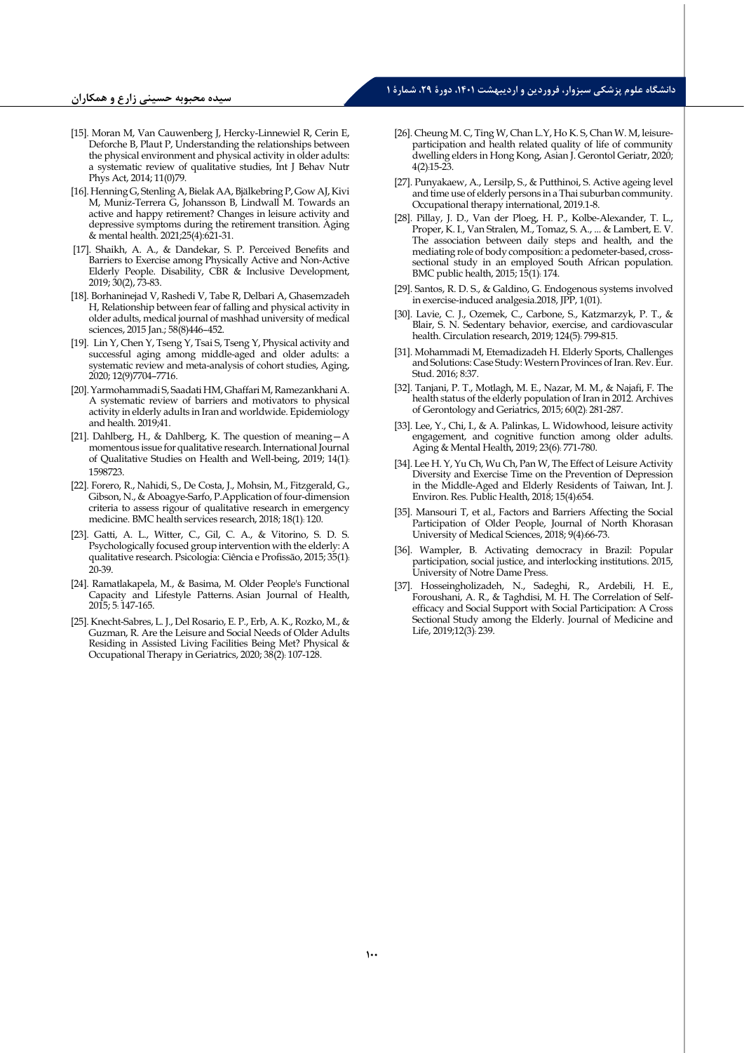[15]. Moran M, Van Cauwenberg J, Hercky-Linnewiel R, Cerin E, Deforche B, Plaut P, Understanding the relationships between the physical environment and physical activity in older adults: a systematic review of qualitative studies, Int J Behav Nutr Phys Act, 2014; 11(0)79.

[16]. Henning G, Stenling A, Bielak AA, Bjälkebring P, Gow AJ, Kivi M, Muniz-Terrera G, Johansson B, Lindwall M. Towards an active and happy retirement? Changes in leisure activity and depressive symptoms during the retirement transition. Aging & mental health. 2021;25(4):621-31.

[17]. Shaikh, A. A., & Dandekar, S. P. Perceived Benefits and Barriers to Exercise among Physically Active and Non-Active Elderly People. Disability, CBR & Inclusive Development, 2019; 30(2), 73-83.

[18]. Borhaninejad V, Rashedi V, Tabe R, Delbari A, Ghasemzadeh H, Relationship between fear of falling and physical activity in older adults, medical journal of mashhad university of medical sciences, 2015 Jan.; 58(8)446–452.

[19]. Lin Y, Chen Y, Tseng Y, Tsai S, Tseng Y, Physical activity and successful aging among middle-aged and older adults: a systematic review and meta-analysis of cohort studies, Aging, 2020; 12(9)7704–7716.

[20]. Yarmohammadi S, Saadati HM, Ghaffari M, Ramezankhani A. A systematic review of barriers and motivators to physical activity in elderly adults in Iran and worldwide. Epidemiology and health. 2019;41.

[21]. Dahlberg, H., & Dahlberg, K. The question of meaning—A momentous issue for qualitative research. International Journal of Qualitative Studies on Health and Well-being, 2019; 14(1): 1598723.

[22]. Forero, R., Nahidi, S., De Costa, J., Mohsin, M., Fitzgerald, G., Gibson, N., & Aboagye-Sarfo, P. Application of four-dimension criteria to assess rigour of qualitative research in emergency medicine. BMC health services research, 2018; 18(1): 120.

[23]. Gatti, A. L., Witter, C., Gil, C. A., & Vitorino, S. D. S. Psychologically focused group intervention with the elderly: A qualitative research. Psicologia: Ciência e Profissão, 2015; 35(1): 20-39.

[24]. Ramatlakapela, M., & Basima, M. Older People's Functional Capacity and Lifestyle Patterns. Asian Journal of Health, 2015; 5: 147-165.

[25]. Knecht-Sabres, L. J., Del Rosario, E. P., Erb, A. K., Rozko, M., & Guzman, R. Are the Leisure and Social Needs of Older Adults Residing in Assisted Living Facilities Being Met? Physical & Occupational Therapy in Geriatrics, 2020; 38(2): 107-128.

[26]. Cheung M. C, Ting W, Chan L.Y, Ho K. S, Chan W. M, leisure-participation and health related quality of life of community dwelling elders in Hong Kong, Asian J. Gerontol Geriatr, 2020; 4(2):15-23.

[27]. Punyakaew, A., Lersilp, S., & Putthinoi, S. Active ageing level and time use of elderly persons in a Thai suburban community. Occupational therapy international, 2019.1-8.

[28]. Pillay, J. D., Van der Ploeg, H. P., Kolbe-Alexander, T. L., Proper, K. I., Van Stralen, M., Tomaz, S. A., ... & Lambert, E. V. The association between daily steps and health, and the mediating role of body composition: a pedometer-based, cross-sectional study in an employed South African population. BMC public health, 2015; 15(1): 174.

[29]. Santos, R. D. S., & Galdino, G. Endogenous systems involved in exercise-induced analgesia.2018, JPP, 1(01).

[30]. Lavie, C. J., Ozemek, C., Carbone, S., Katzmarzyk, P. T., & Blair, S. N. Sedentary behavior, exercise, and cardiovascular health. Circulation research, 2019; 124(5): 799-815.

[31]. Mohammadi M, Etemadizadeh H. Elderly Sports, Challenges and Solutions: Case Study: Western Provinces of Iran. Rev. Eur. Stud. 2016; 8:37.

[32]. Tanjani, P. T., Motlagh, M. E., Nazar, M. M., & Najafi, F. The health status of the elderly population of Iran in 2012. Archives of Gerontology and Geriatrics, 2015; 60(2): 281-287.

[33]. Lee, Y., Chi, I., & A. Palinkas, L. Widowhood, leisure activity engagement, and cognitive function among older adults. Aging & Mental Health, 2019; 23(6): 771-780.

[34]. Lee H. Y, Yu Ch, Wu Ch, Pan W, The Effect of Leisure Activity Diversity and Exercise Time on the Prevention of Depression in the Middle-Aged and Elderly Residents of Taiwan, Int. J. Environ. Res. Public Health, 2018; 15(4):654.

[35]. Mansouri T, et al., Factors and Barriers Affecting the Social Participation of Older People, Journal of North Khorasan University of Medical Sciences, 2018; 9(4):66-73.

[36]. Wampler, B. Activating democracy in Brazil: Popular participation, social justice, and interlocking institutions. 2015, University of Notre Dame Press.

[37]. Hosseingholizadeh, N., Sadeghi, R., Ardebili, H. E., Foroushani, A. R., & Taghdisi, M. H. The Correlation of Self-efficacy and Social Support with Social Participation: A Cross Sectional Study among the Elderly. Journal of Medicine and Life, 2019;12(3): 239.